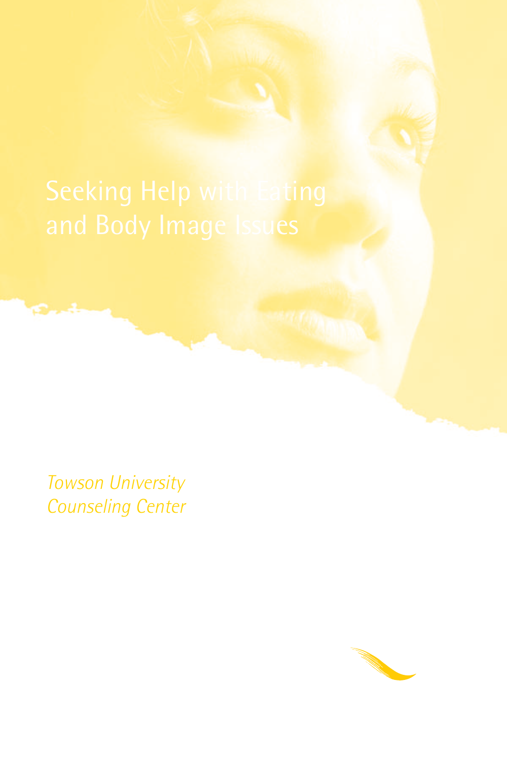# Seeking Help with Eating and Body Image Issues

*Towson University Counseling Center*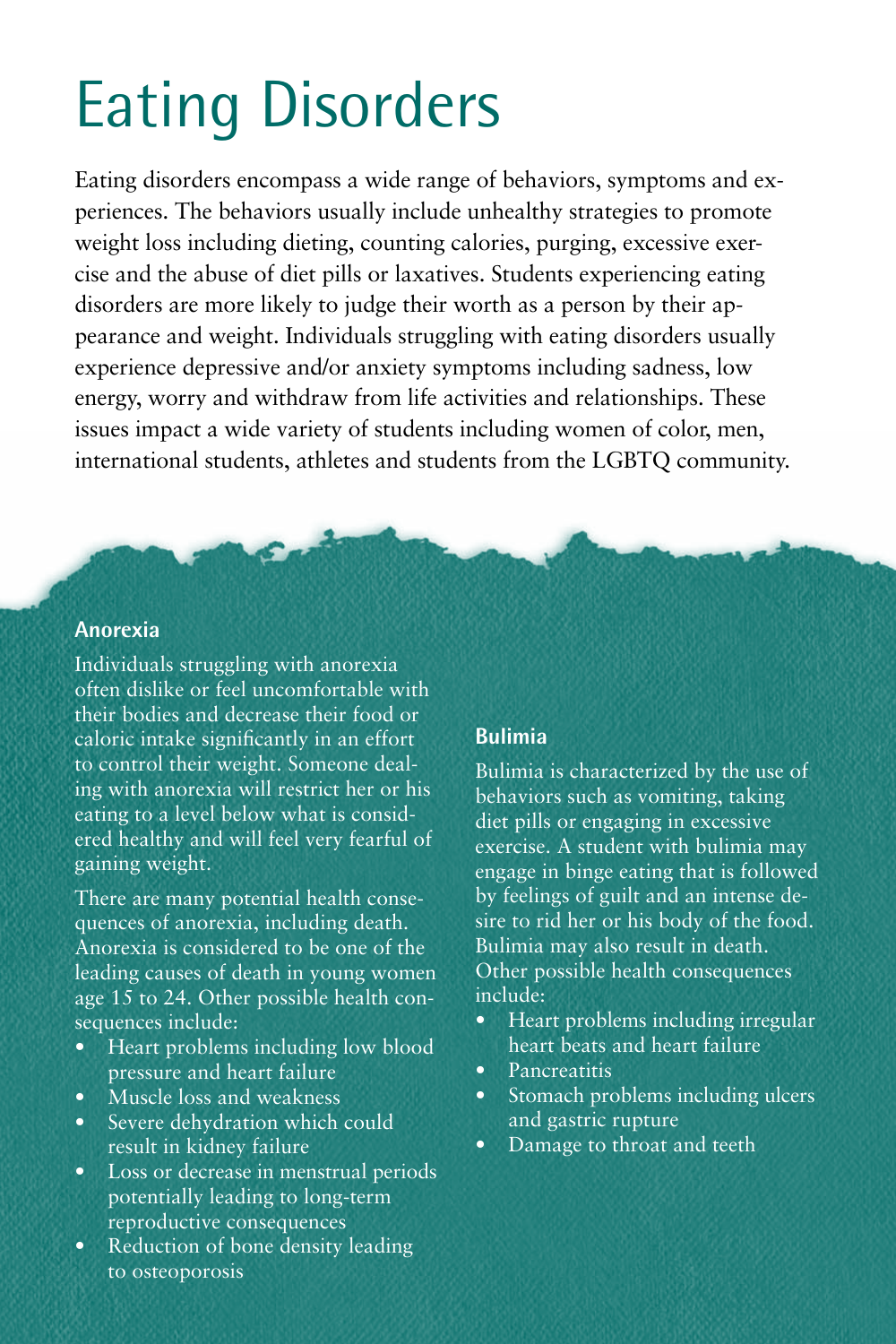# Eating Disorders

Eating disorders encompass a wide range of behaviors, symptoms and experiences. The behaviors usually include unhealthy strategies to promote weight loss including dieting, counting calories, purging, excessive exercise and the abuse of diet pills or laxatives. Students experiencing eating disorders are more likely to judge their worth as a person by their appearance and weight. Individuals struggling with eating disorders usually experience depressive and/or anxiety symptoms including sadness, low energy, worry and withdraw from life activities and relationships. These issues impact a wide variety of students including women of color, men, international students, athletes and students from the LGBTQ community.

### Anorexia

Individuals struggling with anorexia often dislike or feel uncomfortable with their bodies and decrease their food or caloric intake significantly in an effort to control their weight. Someone dealing with anorexia will restrict her or his eating to a level below what is considered healthy and will feel very fearful of gaining weight.

There are many potential health consequences of anorexia, including death. Anorexia is considered to be one of the leading causes of death in young women age 15 to 24. Other possible health consequences include:

- Heart problems including low blood pressure and heart failure
- Muscle loss and weakness
- Severe dehydration which could result in kidney failure
- Loss or decrease in menstrual periods potentially leading to long-term reproductive consequences
- Reduction of bone density leading to osteoporosis

### Bulimia

Bulimia is characterized by the use of behaviors such as vomiting, taking diet pills or engaging in excessive exercise. A student with bulimia may engage in binge eating that is followed by feelings of guilt and an intense desire to rid her or his body of the food. Bulimia may also result in death. Other possible health consequences include:

- Heart problems including irregular heart beats and heart failure
- Pancreatitis
- Stomach problems including ulcers and gastric rupture
- Damage to throat and teeth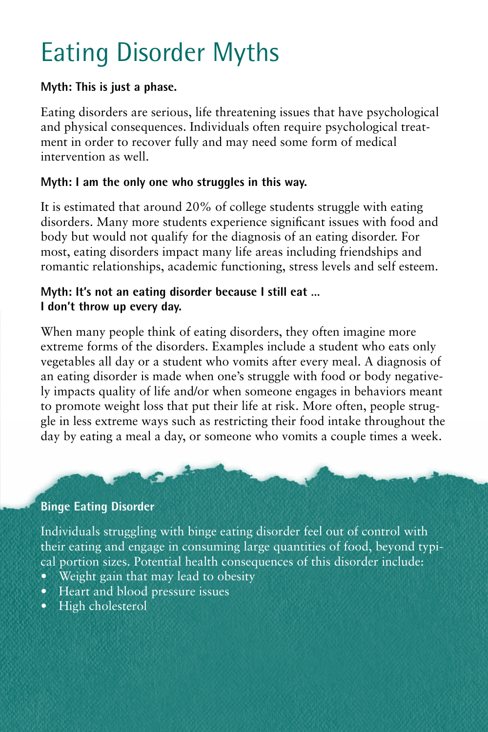# Eating Disorder Myths

**Myth: This is just a phase.**

Eating disorders are serious, life threatening issues that have psychological and physical consequences. Individuals often require psychological treatment in order to recover fully and may need some form of medical intervention as well.

**Myth: I am the only one who struggles in this way.**

It is estimated that around 20% of college students struggle with eating disorders. Many more students experience significant issues with food and body but would not qualify for the diagnosis of an eating disorder. For most, eating disorders impact many life areas including friendships and romantic relationships, academic functioning, stress levels and self esteem.

**Myth: It's not an eating disorder because I still eat ... I don't throw up every day.**

When many people think of eating disorders, they often imagine more extreme forms of the disorders. Examples include a student who eats only vegetables all day or a student who vomits after every meal. A diagnosis of an eating disorder is made when one's struggle with food or body negatively impacts quality of life and/or when someone engages in behaviors meant to promote weight loss that put their life at risk. More often, people struggle in less extreme ways such as restricting their food intake throughout the day by eating a meal a day, or someone who vomits a couple times a week.

**Binge Eating Disorder**

Individuals struggling with binge eating disorder feel out of control with their eating and engage in consuming large quantities of food, beyond typical portion sizes. Potential health consequences of this disorder include:

- Weight gain that may lead to obesity
- Heart and blood pressure issues
- High cholesterol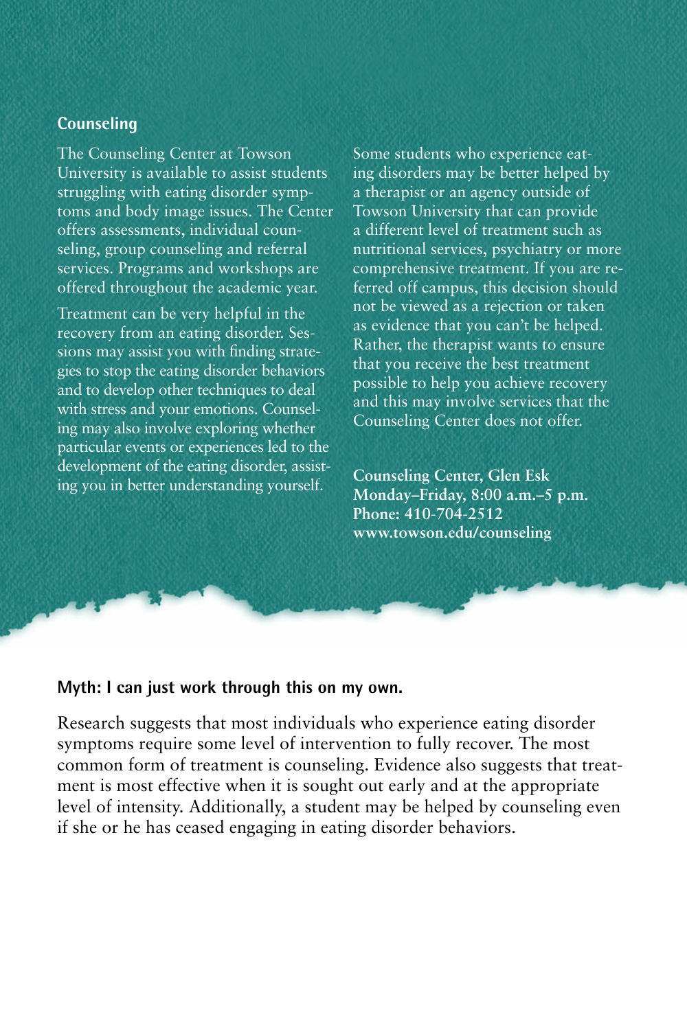## Counseling

The Counseling Center at Towson University is available to assist students struggling with eating disorder symptoms and body image issues. The Center offers assessments, individual counseling, group counseling and referral services. Programs and workshops are offered throughout the academic year.

Treatment can be very helpful in the recovery from an eating disorder. Sessions may assist you with finding strategies to stop the eating disorder behaviors and to develop other techniques to deal with stress and your emotions. Counseling may also involve exploring whether particular events or experiences led to the development of the eating disorder, assisting you in better understanding yourself.

Some students who experience eating disorders may be better helped by a therapist or an agency outside of Towson University that can provide a different level of treatment such as nutritional services, psychiatry or more comprehensive treatment. If you are referred off campus, this decision should not be viewed as a rejection or taken as evidence that you can't be helped. Rather, the therapist wants to ensure that you receive the best treatment possible to help you achieve recovery and this may involve services that the Counseling Center does not offer.

**Counseling Center, Glen Esk**
**Monday–Friday, 8:00 a.m.–5 p.m.**
**Phone: 410-704-2512**
**www.towson.edu/counseling**

### Myth: I can just work through this on my own.

Research suggests that most individuals who experience eating disorder symptoms require some level of intervention to fully recover. The most common form of treatment is counseling. Evidence also suggests that treatment is most effective when it is sought out early and at the appropriate level of intensity. Additionally, a student may be helped by counseling even if she or he has ceased engaging in eating disorder behaviors.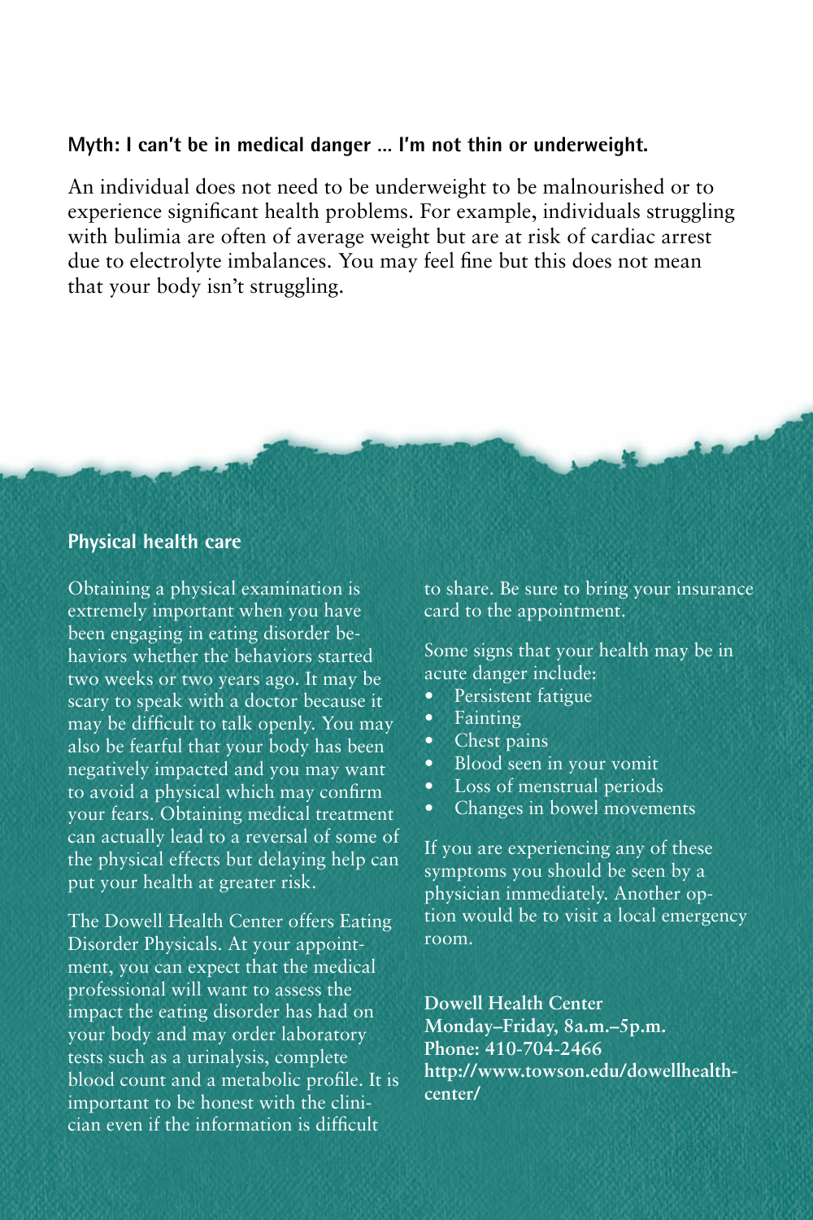**Myth: I can't be in medical danger … I'm not thin or underweight.**

An individual does not need to be underweight to be malnourished or to experience significant health problems. For example, individuals struggling with bulimia are often of average weight but are at risk of cardiac arrest due to electrolyte imbalances. You may feel fine but this does not mean that your body isn't struggling.

## Physical health care

Obtaining a physical examination is extremely important when you have been engaging in eating disorder behaviors whether the behaviors started two weeks or two years ago. It may be scary to speak with a doctor because it may be difficult to talk openly. You may also be fearful that your body has been negatively impacted and you may want to avoid a physical which may confirm your fears. Obtaining medical treatment can actually lead to a reversal of some of the physical effects but delaying help can put your health at greater risk.

The Dowell Health Center offers Eating Disorder Physicals. At your appointment, you can expect that the medical professional will want to assess the impact the eating disorder has had on your body and may order laboratory tests such as a urinalysis, complete blood count and a metabolic profile. It is important to be honest with the clinician even if the information is difficult to share. Be sure to bring your insurance card to the appointment.

Some signs that your health may be in acute danger include:

- Persistent fatigue
- Fainting
- Chest pains
- Blood seen in your vomit
- Loss of menstrual periods
- Changes in bowel movements

If you are experiencing any of these symptoms you should be seen by a physician immediately. Another option would be to visit a local emergency room.

**Dowell Health Center**
**Monday–Friday, 8a.m.–5p.m.**
**Phone: 410-704-2466**
**http://www.towson.edu/dowellhealthcenter/**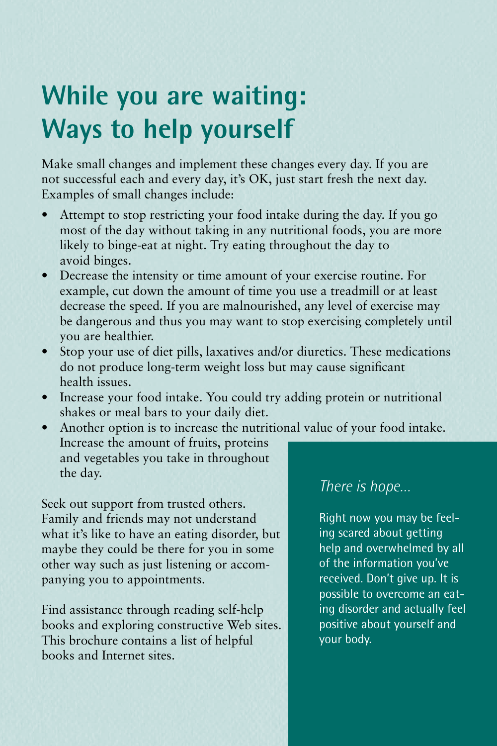# While you are waiting: Ways to help yourself

Make small changes and implement these changes every day. If you are not successful each and every day, it's OK, just start fresh the next day. Examples of small changes include:

- Attempt to stop restricting your food intake during the day. If you go most of the day without taking in any nutritional foods, you are more likely to binge-eat at night. Try eating throughout the day to avoid binges.
- Decrease the intensity or time amount of your exercise routine. For example, cut down the amount of time you use a treadmill or at least decrease the speed. If you are malnourished, any level of exercise may be dangerous and thus you may want to stop exercising completely until you are healthier.
- Stop your use of diet pills, laxatives and/or diuretics. These medications do not produce long-term weight loss but may cause significant health issues.
- Increase your food intake. You could try adding protein or nutritional shakes or meal bars to your daily diet.
- Another option is to increase the nutritional value of your food intake. Increase the amount of fruits, proteins and vegetables you take in throughout the day.

Seek out support from trusted others. Family and friends may not understand what it's like to have an eating disorder, but maybe they could be there for you in some other way such as just listening or accompanying you to appointments.

Find assistance through reading self-help books and exploring constructive Web sites. This brochure contains a list of helpful books and Internet sites.

*There is hope...*

Right now you may be feeling scared about getting help and overwhelmed by all of the information you've received. Don't give up. It is possible to overcome an eating disorder and actually feel positive about yourself and your body.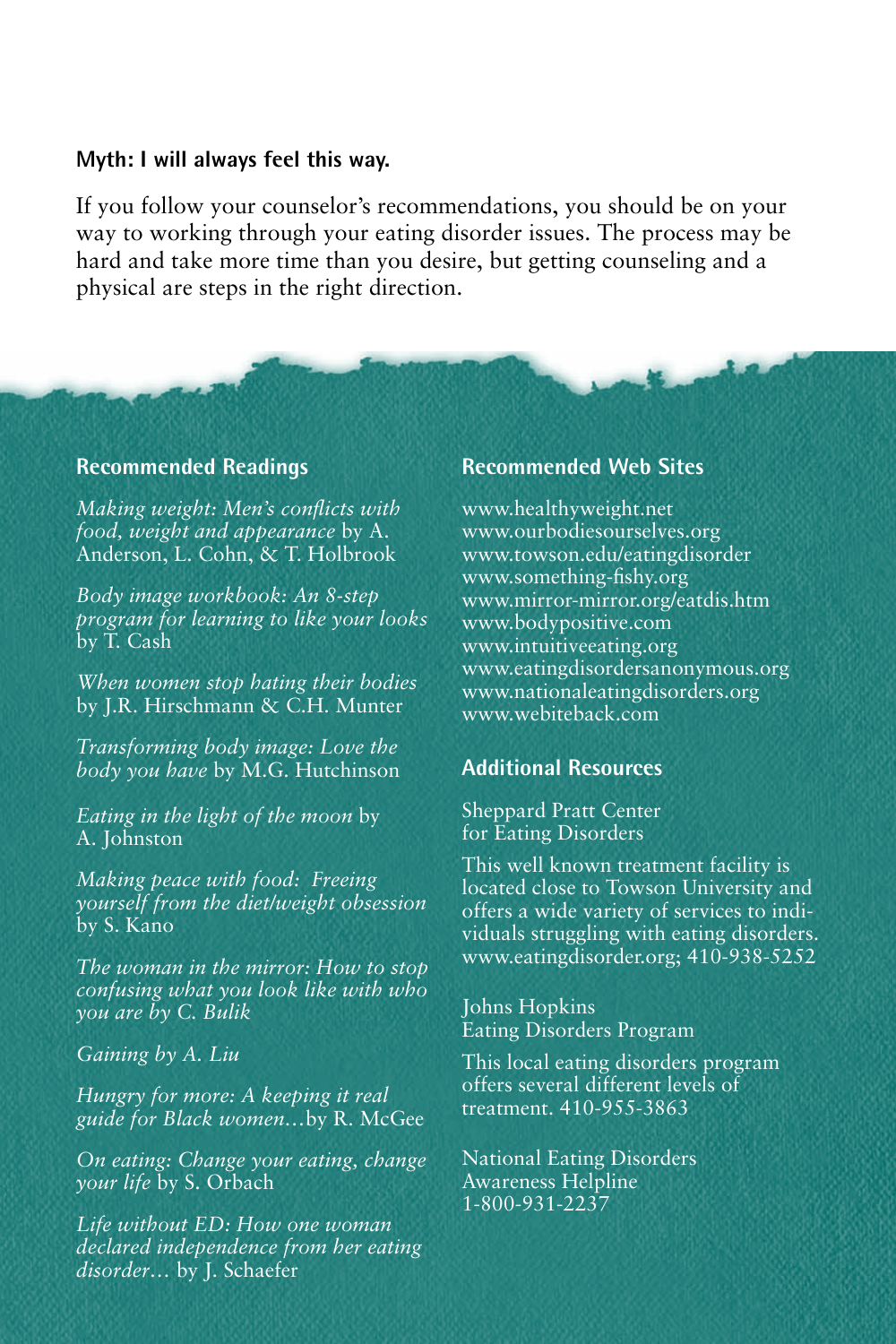**Myth: I will always feel this way.**

If you follow your counselor's recommendations, you should be on your way to working through your eating disorder issues. The process may be hard and take more time than you desire, but getting counseling and a physical are steps in the right direction.

## Recommended Readings

*Making weight: Men's conflicts with food, weight and appearance* by A. Anderson, L. Cohn, & T. Holbrook

*Body image workbook: An 8-step program for learning to like your looks* by T. Cash

*When women stop hating their bodies* by J.R. Hirschmann & C.H. Munter

*Transforming body image: Love the body you have* by M.G. Hutchinson

*Eating in the light of the moon* by A. Johnston

*Making peace with food: Freeing yourself from the diet/weight obsession* by S. Kano

*The woman in the mirror: How to stop confusing what you look like with who you are by C. Bulik*

*Gaining by A. Liu*

*Hungry for more: A keeping it real guide for Black women…*by R. McGee

*On eating: Change your eating, change your life* by S. Orbach

*Life without ED: How one woman declared independence from her eating disorder…* by J. Schaefer

## Recommended Web Sites

www.healthyweight.net
www.ourbodiesourselves.org
www.towson.edu/eatingdisorder
www.something-fishy.org
www.mirror-mirror.org/eatdis.htm
www.bodypositive.com
www.intuitiveeating.org
www.eatingdisordersanonymous.org
www.nationaleatingdisorders.org
www.webiteback.com

## Additional Resources

Sheppard Pratt Center for Eating Disorders

This well known treatment facility is located close to Towson University and offers a wide variety of services to individuals struggling with eating disorders. www.eatingdisorder.org; 410-938-5252

Johns Hopkins Eating Disorders Program

This local eating disorders program offers several different levels of treatment. 410-955-3863

National Eating Disorders Awareness Helpline
1-800-931-2237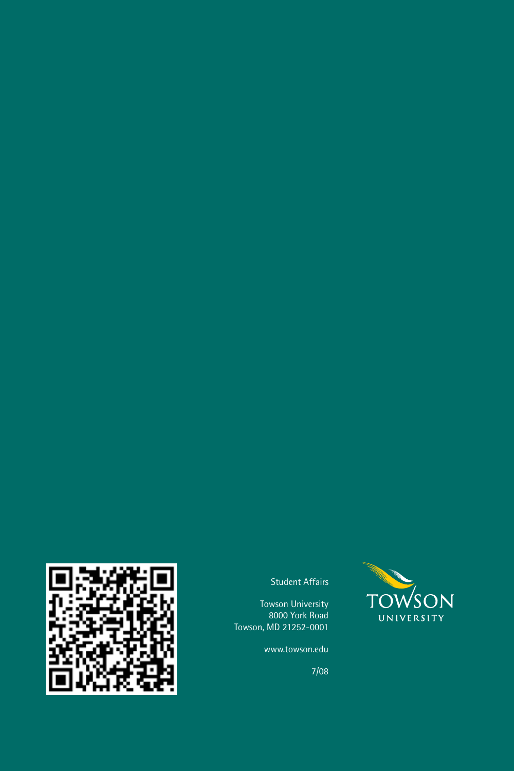Student Affairs

Towson University
8000 York Road
Towson, MD 21252-0001

www.towson.edu

7/08

TOWSON UNIVERSITY